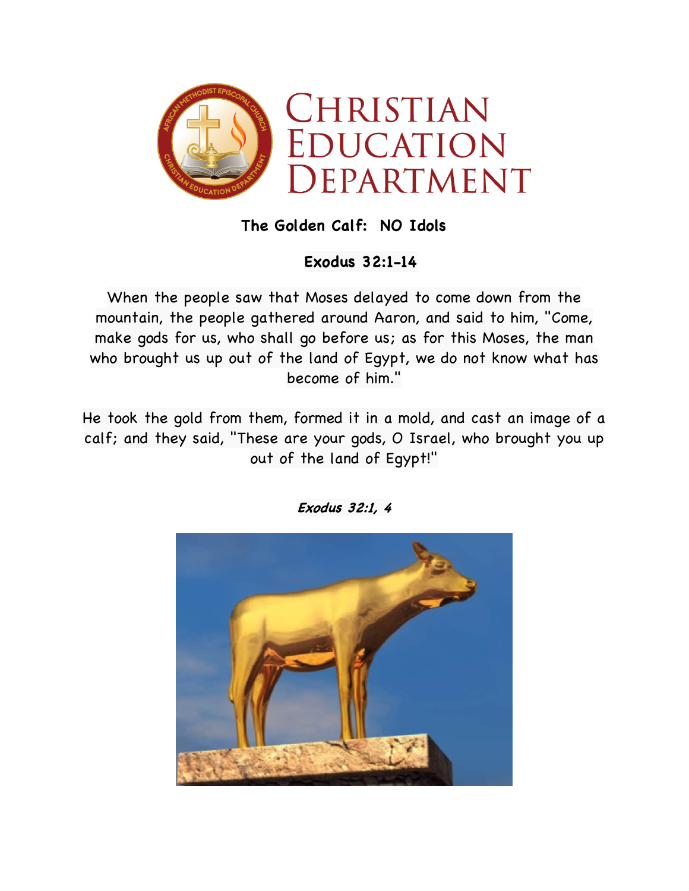# Christian Education Department

## The Golden Calf: NO Idols

### Exodus 32:1-14

When the people saw that Moses delayed to come down from the mountain, the people gathered around Aaron, and said to him, "Come, make gods for us, who shall go before us; as for this Moses, the man who brought us up out of the land of Egypt, we do not know what has become of him."

He took the gold from them, formed it in a mold, and cast an image of a calf; and they said, "These are your gods, O Israel, who brought you up out of the land of Egypt!"

***Exodus 32:1, 4***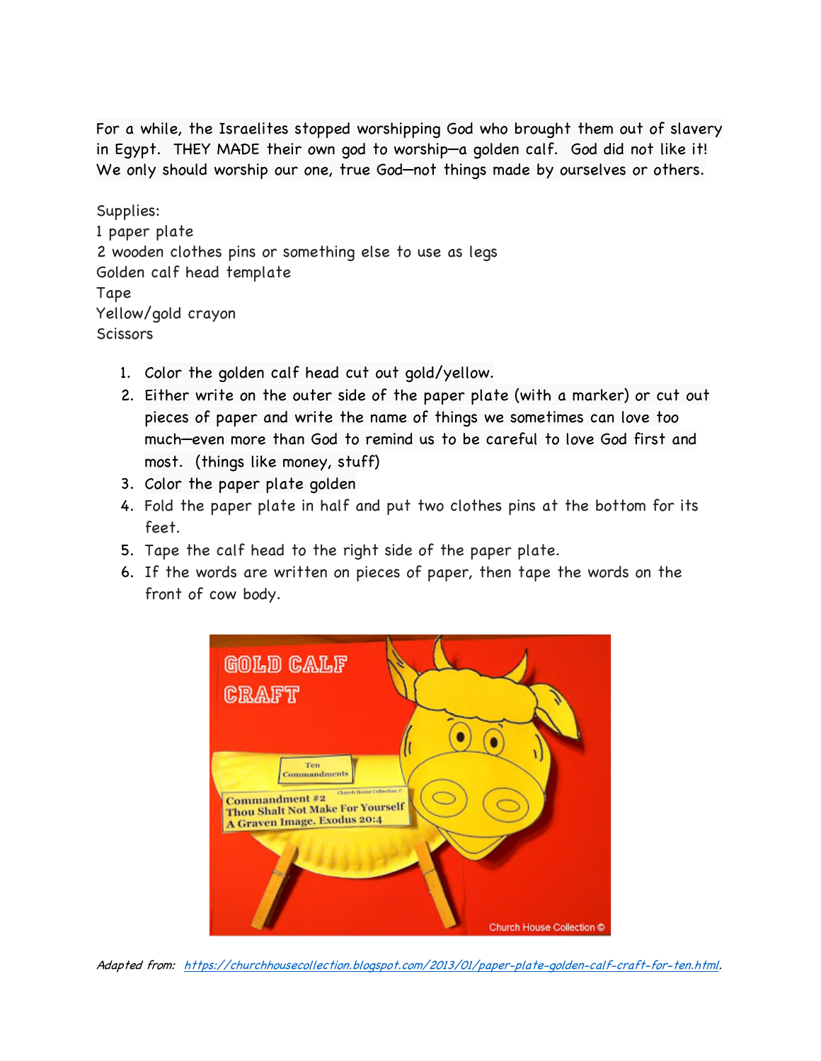For a while, the Israelites stopped worshipping God who brought them out of slavery in Egypt. THEY MADE their own god to worship—a golden calf. God did not like it! We only should worship our one, true God—not things made by ourselves or others.

Supplies:
1 paper plate
2 wooden clothes pins or something else to use as legs
Golden calf head template
Tape
Yellow/gold crayon
Scissors

1. Color the golden calf head cut out gold/yellow.
2. Either write on the outer side of the paper plate (with a marker) or cut out pieces of paper and write the name of things we sometimes can love too much—even more than God to remind us to be careful to love God first and most. (things like money, stuff)
3. Color the paper plate golden
4. Fold the paper plate in half and put two clothes pins at the bottom for its feet.
5. Tape the calf head to the right side of the paper plate.
6. If the words are written on pieces of paper, then tape the words on the front of cow body.

*Adapted from: https://churchhousecollection.blogspot.com/2013/01/paper-plate-golden-calf-craft-for-ten.html.*